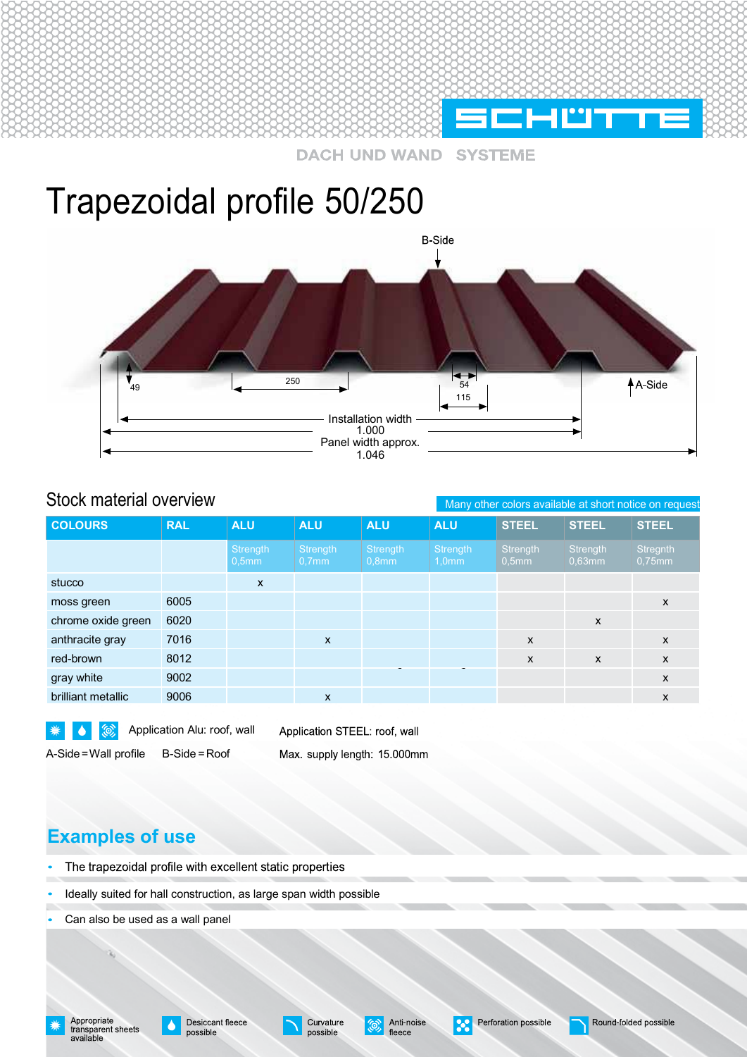SCHÜTTE

DACH UND WAND SYSTEME

# Trapezoidal profile 50/250

B-Side

49

250

54

115

A-Side

Installation width 1.000

Panel width approx. 1.046

## Stock material overview

Many other colors available at short notice on request

| COLOURS | RAL | ALU | ALU | ALU | ALU | STEEL | STEEL | STEEL |
|---|---|---|---|---|---|---|---|---|
| | | Strength 0,5mm | Strength 0,7mm | Strength 0,8mm | Strength 1,0mm | Strength 0,5mm | Strength 0,63mm | Stregnth 0,75mm |
| stucco | | x | | | | | | |
| moss green | 6005 | | | | | | | x |
| chrome oxide green | 6020 | | | | | | x | |
| anthracite gray | 7016 | | x | | | x | | x |
| red-brown | 8012 | | | | | x | x | x |
| gray white | 9002 | | | | | | | x |
| brilliant metallic | 9006 | | x | | | | | x |

Application Alu: roof, wall

Application STEEL: roof, wall

A-Side = Wall profile B-Side = Roof

Max. supply length: 15.000mm

## Examples of use

- The trapezoidal profile with excellent static properties
- Ideally suited for hall construction, as large span width possible
- Can also be used as a wall panel

Appropriate transparent sheets available | Desiccant fleece possible | Curvature possible | Anti-noise fleece | Perforation possible | Round-folded possible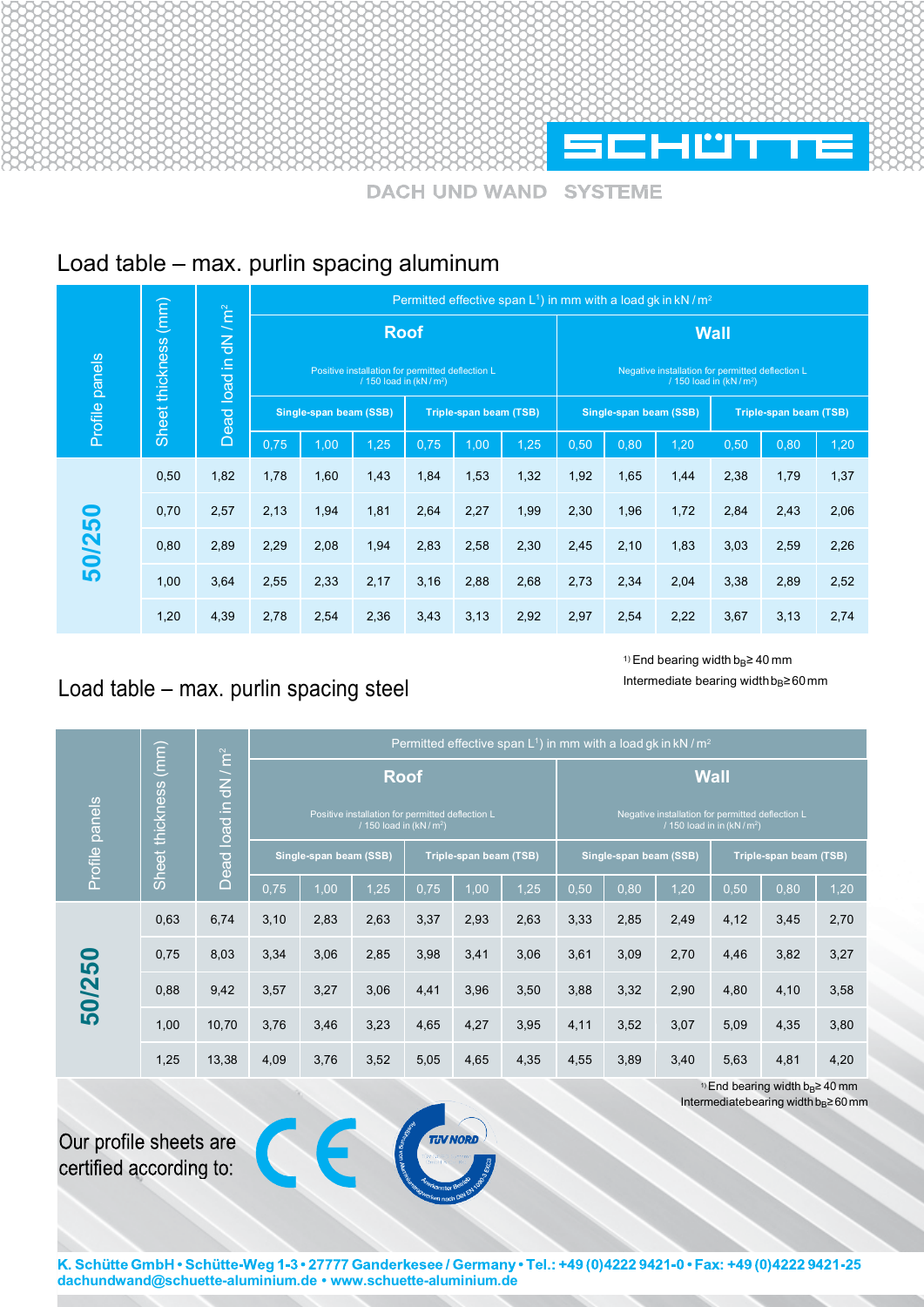DACH UND WAND SYSTEME

## Load table – max. purlin spacing aluminum

| Profile panels | Sheet thickness (mm) | Dead load in dN / m² | Permitted effective span L[1]) in mm with a load gk in kN / m² | | | | | | | | | | | |
|---|---|---|---|---|---|---|---|---|---|---|---|---|---|---|
| | | | Roof – Positive installation for permitted deflection L / 150 load in (kN / m²) | | | | | | Wall – Negative installation for permitted deflection L / 150 load in (kN / m²) | | | | | |
| | | | Single-span beam (SSB) | | | Triple-span beam (TSB) | | | Single-span beam (SSB) | | | Triple-span beam (TSB) | | |
| | | | 0,75 | 1,00 | 1,25 | 0,75 | 1,00 | 1,25 | 0,50 | 0,80 | 1,20 | 0,50 | 0,80 | 1,20 |
| 50/250 | 0,50 | 1,82 | 1,78 | 1,60 | 1,43 | 1,84 | 1,53 | 1,32 | 1,92 | 1,65 | 1,44 | 2,38 | 1,79 | 1,37 |
| | 0,70 | 2,57 | 2,13 | 1,94 | 1,81 | 2,64 | 2,27 | 1,99 | 2,30 | 1,96 | 1,72 | 2,84 | 2,43 | 2,06 |
| | 0,80 | 2,89 | 2,29 | 2,08 | 1,94 | 2,83 | 2,58 | 2,30 | 2,45 | 2,10 | 1,83 | 3,03 | 2,59 | 2,26 |
| | 1,00 | 3,64 | 2,55 | 2,33 | 2,17 | 3,16 | 2,88 | 2,68 | 2,73 | 2,34 | 2,04 | 3,38 | 2,89 | 2,52 |
| | 1,20 | 4,39 | 2,78 | 2,54 | 2,36 | 3,43 | 3,13 | 2,92 | 2,97 | 2,54 | 2,22 | 3,67 | 3,13 | 2,74 |

[1]) End bearing width $b_B \geq 40$ mm
Intermediate bearing width $b_B \geq 60$ mm

## Load table – max. purlin spacing steel

| Profile panels | Sheet thickness (mm) | Dead load in dN / m² | Permitted effective span L[1]) in mm with a load gk in kN / m² | | | | | | | | | | | |
|---|---|---|---|---|---|---|---|---|---|---|---|---|---|---|
| | | | Roof – Positive installation for permitted deflection L / 150 load in (kN / m²) | | | | | | Wall – Negative installation for permitted deflection L / 150 load in in (kN / m²) | | | | | |
| | | | Single-span beam (SSB) | | | Triple-span beam (TSB) | | | Single-span beam (SSB) | | | Triple-span beam (TSB) | | |
| | | | 0,75 | 1,00 | 1,25 | 0,75 | 1,00 | 1,25 | 0,50 | 0,80 | 1,20 | 0,50 | 0,80 | 1,20 |
| 50/250 | 0,63 | 6,74 | 3,10 | 2,83 | 2,63 | 3,37 | 2,93 | 2,63 | 3,33 | 2,85 | 2,49 | 4,12 | 3,45 | 2,70 |
| | 0,75 | 8,03 | 3,34 | 3,06 | 2,85 | 3,98 | 3,41 | 3,06 | 3,61 | 3,09 | 2,70 | 4,46 | 3,82 | 3,27 |
| | 0,88 | 9,42 | 3,57 | 3,27 | 3,06 | 4,41 | 3,96 | 3,50 | 3,88 | 3,32 | 2,90 | 4,80 | 4,10 | 3,58 |
| | 1,00 | 10,70 | 3,76 | 3,46 | 3,23 | 4,65 | 4,27 | 3,95 | 4,11 | 3,52 | 3,07 | 5,09 | 4,35 | 3,80 |
| | 1,25 | 13,38 | 4,09 | 3,76 | 3,52 | 5,05 | 4,65 | 4,35 | 4,55 | 3,89 | 3,40 | 5,63 | 4,81 | 4,20 |

[1]) End bearing width $b_B \geq 40$ mm
Intermediatebearing width $b_B \geq 60$ mm

Our profile sheets are certified according to:

**K. Schütte GmbH • Schütte-Weg 1-3 • 27777 Ganderkesee / Germany • Tel.: +49 (0)4222 9421-0 • Fax: +49 (0)4222 9421-25**
**dachundwand@schuette-aluminium.de • www.schuette-aluminium.de**